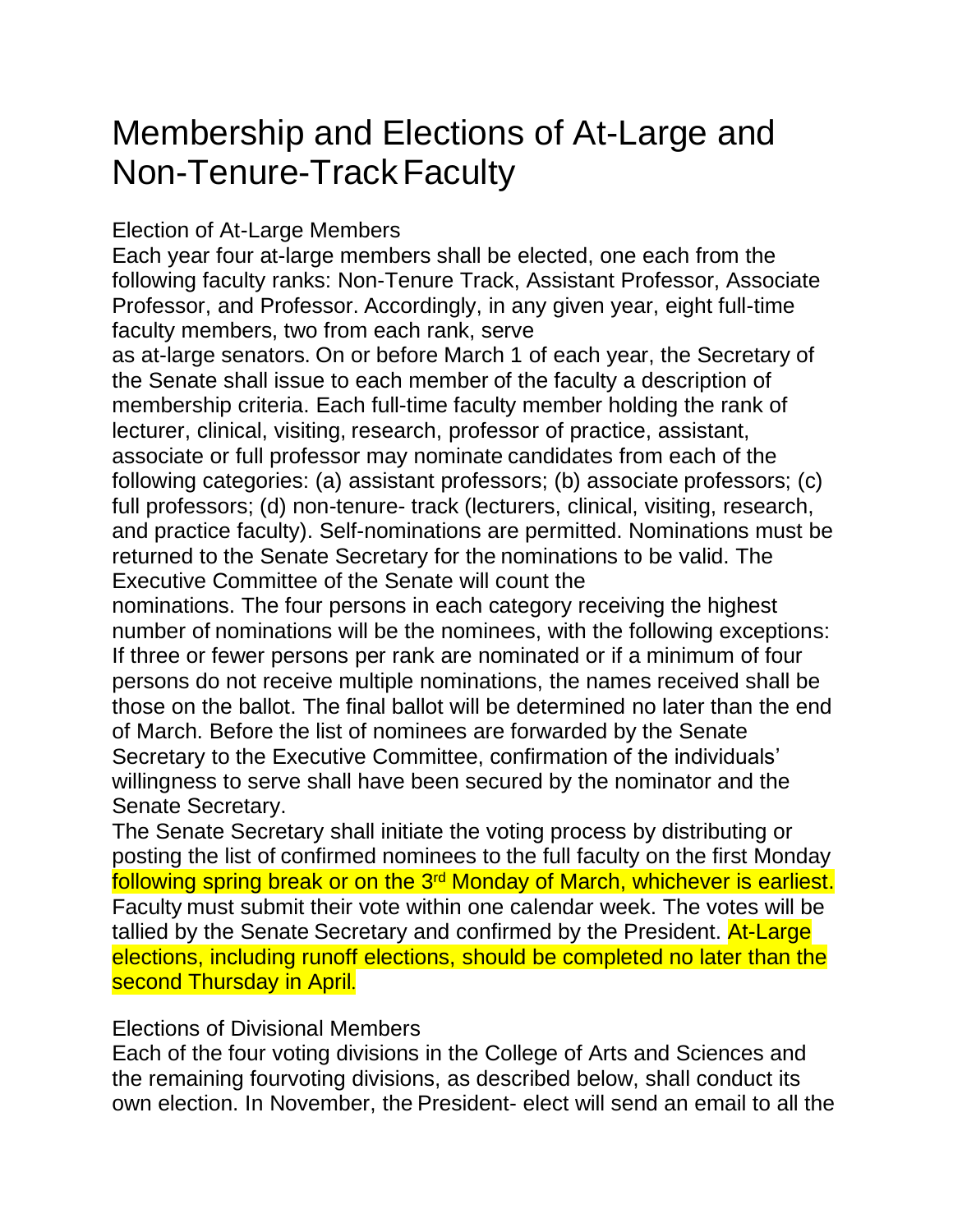# Membership and Elections of At-Large and Non-Tenure-Track Faculty

## Election of At-Large Members

Each year four at-large members shall be elected, one each from the following faculty ranks: Non-Tenure Track, Assistant Professor, Associate Professor, and Professor. Accordingly, in any given year, eight full-time faculty members, two from each rank, serve as at-large senators. On or before March 1 of each year, the Secretary of the Senate shall issue to each member of the faculty a description of membership criteria. Each full-time faculty member holding the rank of lecturer, clinical, visiting, research, professor of practice, assistant, associate or full professor may nominate candidates from each of the following categories: (a) assistant professors; (b) associate professors; (c) full professors; (d) non-tenure- track (lecturers, clinical, visiting, research, and practice faculty). Self-nominations are permitted. Nominations must be returned to the Senate Secretary for the nominations to be valid. The Executive Committee of the Senate will count the nominations. The four persons in each category receiving the highest number of nominations will be the nominees, with the following exceptions: If three or fewer persons per rank are nominated or if a minimum of four persons do not receive multiple nominations, the names received shall be those on the ballot. The final ballot will be determined no later than the end of March. Before the list of nominees are forwarded by the Senate Secretary to the Executive Committee, confirmation of the individuals' willingness to serve shall have been secured by the nominator and the Senate Secretary.

The Senate Secretary shall initiate the voting process by distributing or posting the list of confirmed nominees to the full faculty on the first Monday following spring break or on the 3rd Monday of March, whichever is earliest. Faculty must submit their vote within one calendar week. The votes will be tallied by the Senate Secretary and confirmed by the President. At-Large elections, including runoff elections, should be completed no later than the second Thursday in April.

## Elections of Divisional Members

Each of the four voting divisions in the College of Arts and Sciences and the remaining fourvoting divisions, as described below, shall conduct its own election. In November, the President- elect will send an email to all the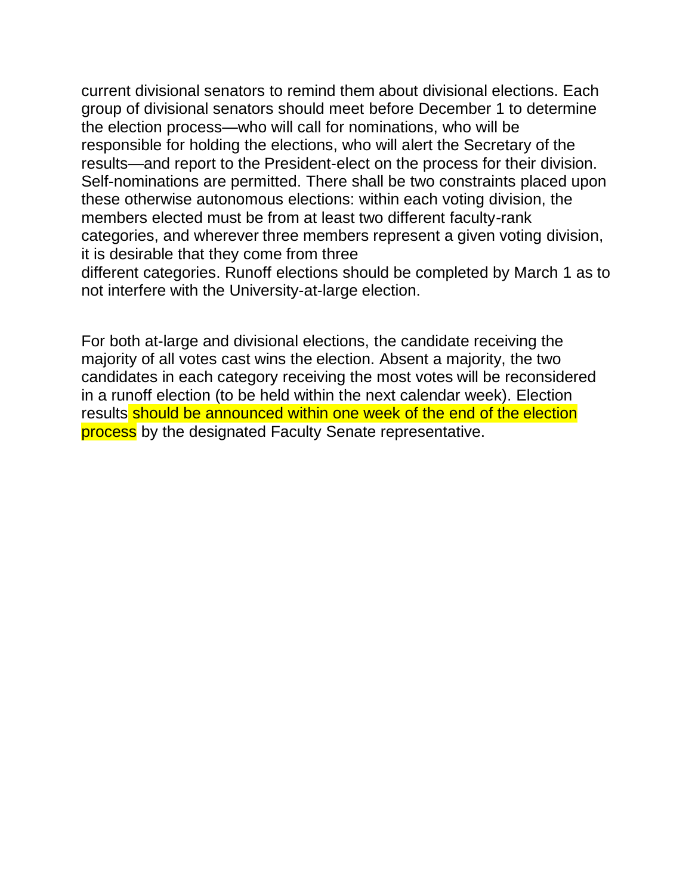current divisional senators to remind them about divisional elections. Each group of divisional senators should meet before December 1 to determine the election process—who will call for nominations, who will be responsible for holding the elections, who will alert the Secretary of the results—and report to the President-elect on the process for their division. Self-nominations are permitted. There shall be two constraints placed upon these otherwise autonomous elections: within each voting division, the members elected must be from at least two different faculty-rank categories, and wherever three members represent a given voting division, it is desirable that they come from three different categories. Runoff elections should be completed by March 1 as to not interfere with the University-at-large election.

For both at-large and divisional elections, the candidate receiving the majority of all votes cast wins the election. Absent a majority, the two candidates in each category receiving the most votes will be reconsidered in a runoff election (to be held within the next calendar week). Election results should be announced within one week of the end of the election process by the designated Faculty Senate representative.